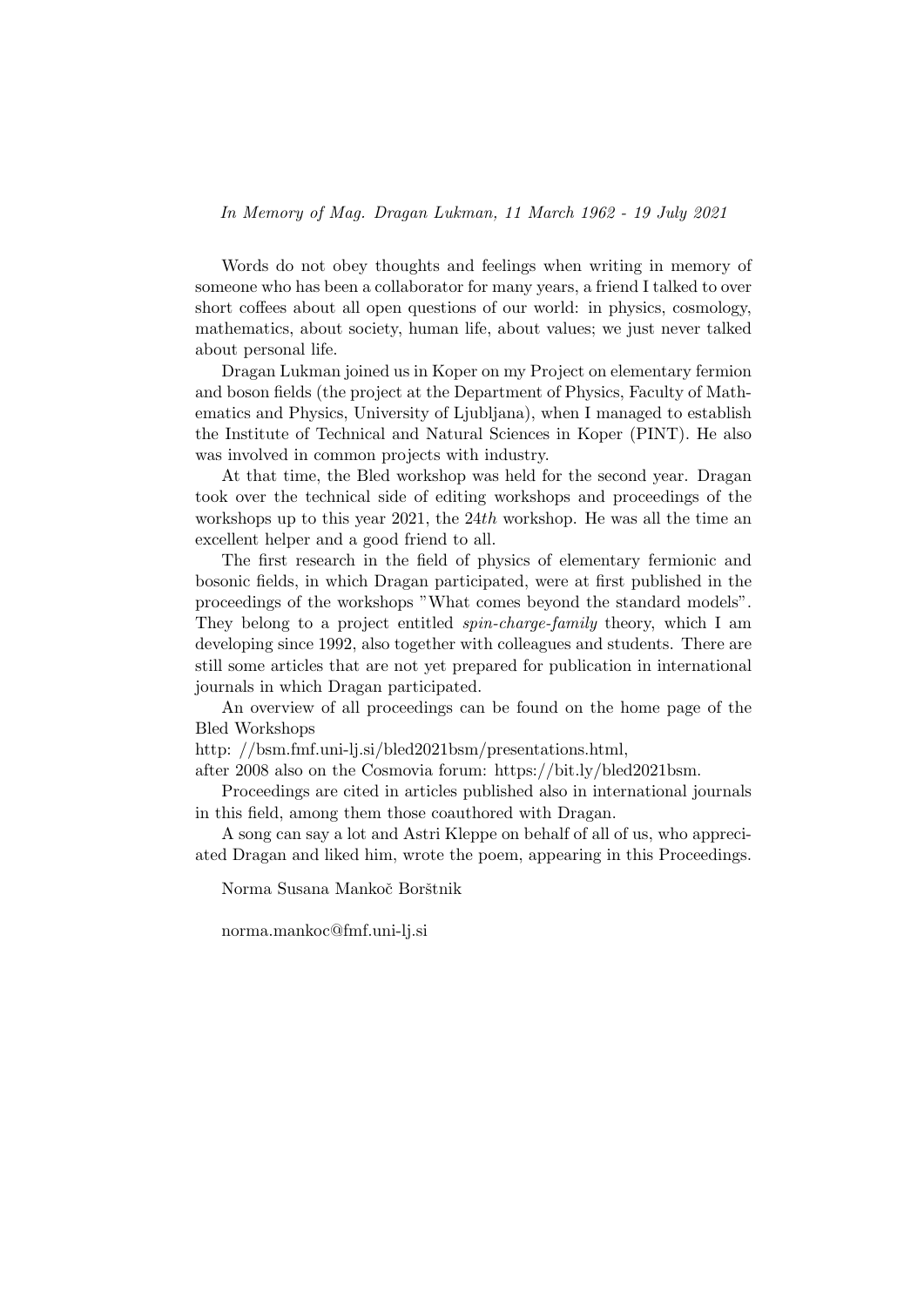*In Memory of Mag. Dragan Lukman, 11 March 1962 - 19 July 2021*

Words do not obey thoughts and feelings when writing in memory of someone who has been a collaborator for many years, a friend I talked to over short coffees about all open questions of our world: in physics, cosmology, mathematics, about society, human life, about values; we just never talked about personal life.

Dragan Lukman joined us in Koper on my Project on elementary fermion and boson fields (the project at the Department of Physics, Faculty of Mathematics and Physics, University of Ljubljana), when I managed to establish the Institute of Technical and Natural Sciences in Koper (PINT). He also was involved in common projects with industry.

At that time, the Bled workshop was held for the second year. Dragan took over the technical side of editing workshops and proceedings of the workshops up to this year 2021, the $24th$ workshop. He was all the time an excellent helper and a good friend to all.

The first research in the field of physics of elementary fermionic and bosonic fields, in which Dragan participated, were at first published in the proceedings of the workshops "What comes beyond the standard models". They belong to a project entitled *spin-charge-family* theory, which I am developing since 1992, also together with colleagues and students. There are still some articles that are not yet prepared for publication in international journals in which Dragan participated.

An overview of all proceedings can be found on the home page of the Bled Workshops

http: //bsm.fmf.uni-lj.si/bled2021bsm/presentations.html,

after 2008 also on the Cosmovia forum: https://bit.ly/bled2021bsm.

Proceedings are cited in articles published also in international journals in this field, among them those coauthored with Dragan.

A song can say a lot and Astri Kleppe on behalf of all of us, who appreciated Dragan and liked him, wrote the poem, appearing in this Proceedings.

Norma Susana Mankoč Borštnik

norma.mankoc@fmf.uni-lj.si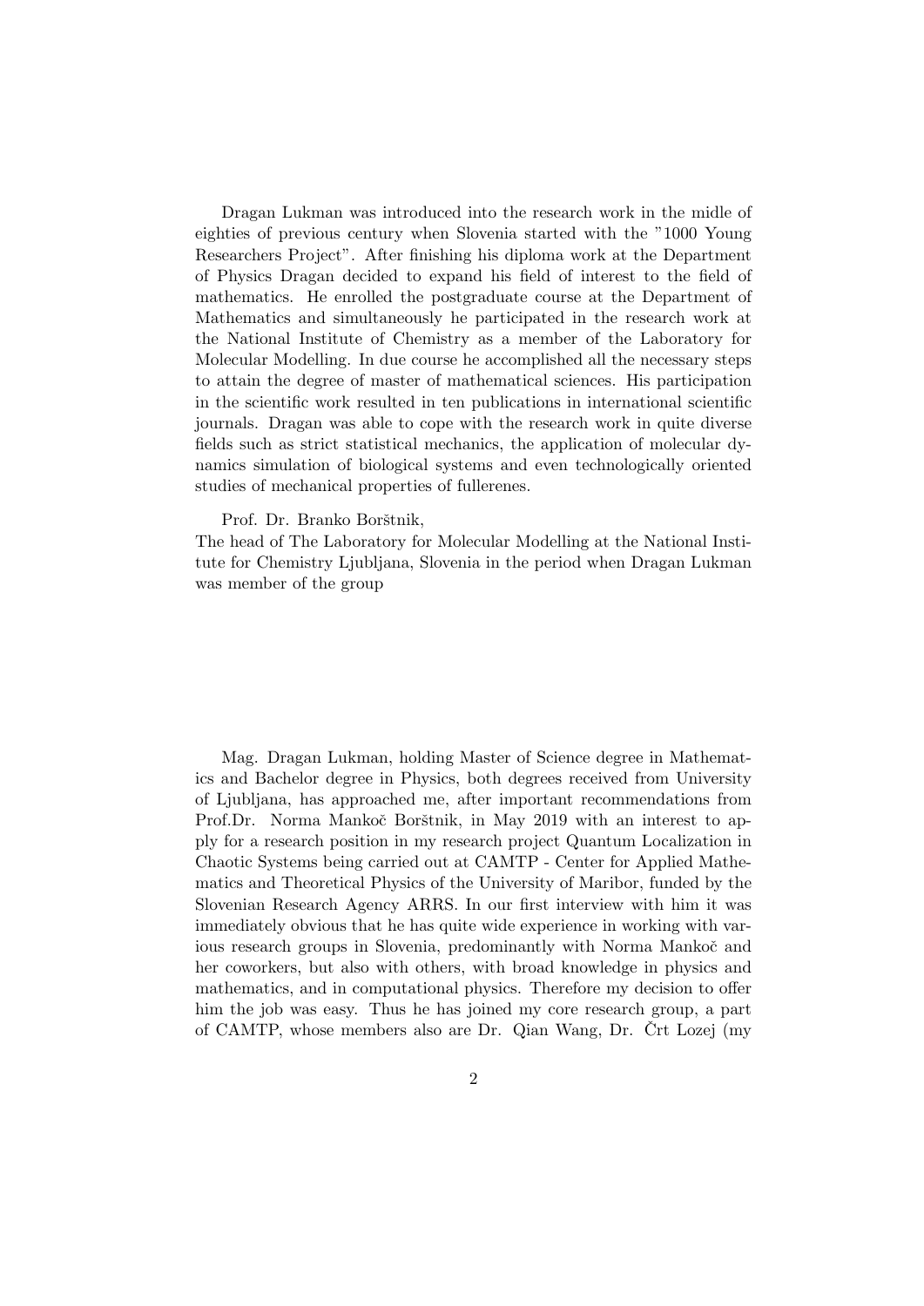Dragan Lukman was introduced into the research work in the midle of eighties of previous century when Slovenia started with the "1000 Young Researchers Project". After finishing his diploma work at the Department of Physics Dragan decided to expand his field of interest to the field of mathematics. He enrolled the postgraduate course at the Department of Mathematics and simultaneously he participated in the research work at the National Institute of Chemistry as a member of the Laboratory for Molecular Modelling. In due course he accomplished all the necessary steps to attain the degree of master of mathematical sciences. His participation in the scientific work resulted in ten publications in international scientific journals. Dragan was able to cope with the research work in quite diverse fields such as strict statistical mechanics, the application of molecular dynamics simulation of biological systems and even technologically oriented studies of mechanical properties of fullerenes.

Prof. Dr. Branko Borštnik,
The head of The Laboratory for Molecular Modelling at the National Institute for Chemistry Ljubljana, Slovenia in the period when Dragan Lukman was member of the group

Mag. Dragan Lukman, holding Master of Science degree in Mathematics and Bachelor degree in Physics, both degrees received from University of Ljubljana, has approached me, after important recommendations from Prof.Dr. Norma Mankoč Borštnik, in May 2019 with an interest to apply for a research position in my research project Quantum Localization in Chaotic Systems being carried out at CAMTP - Center for Applied Mathematics and Theoretical Physics of the University of Maribor, funded by the Slovenian Research Agency ARRS. In our first interview with him it was immediately obvious that he has quite wide experience in working with various research groups in Slovenia, predominantly with Norma Mankoč and her coworkers, but also with others, with broad knowledge in physics and mathematics, and in computational physics. Therefore my decision to offer him the job was easy. Thus he has joined my core research group, a part of CAMTP, whose members also are Dr. Qian Wang, Dr. Črt Lozej (my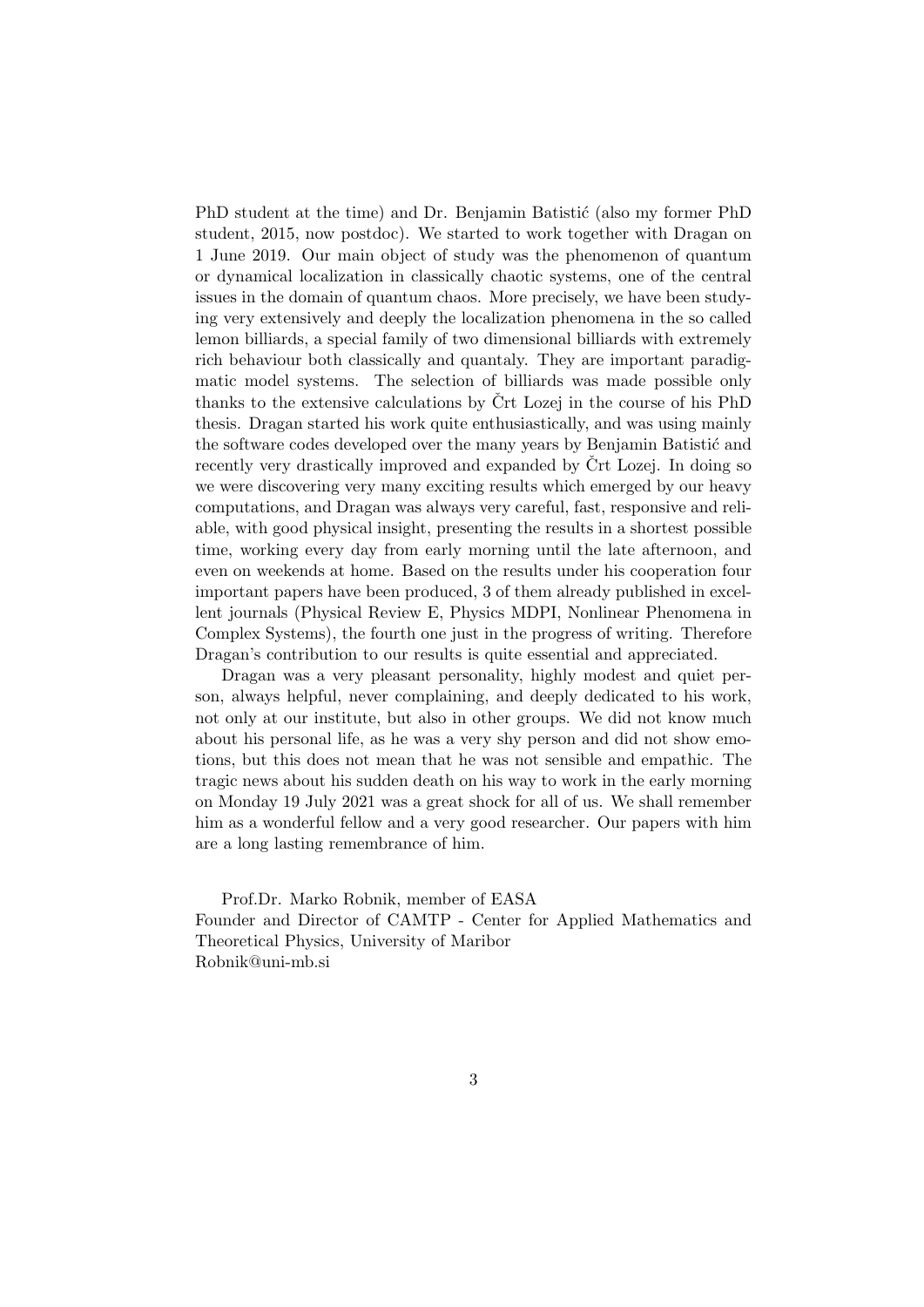PhD student at the time) and Dr. Benjamin Batistić (also my former PhD student, 2015, now postdoc). We started to work together with Dragan on 1 June 2019. Our main object of study was the phenomenon of quantum or dynamical localization in classically chaotic systems, one of the central issues in the domain of quantum chaos. More precisely, we have been studying very extensively and deeply the localization phenomena in the so called lemon billiards, a special family of two dimensional billiards with extremely rich behaviour both classically and quantaly. They are important paradigmatic model systems. The selection of billiards was made possible only thanks to the extensive calculations by Črt Lozej in the course of his PhD thesis. Dragan started his work quite enthusiastically, and was using mainly the software codes developed over the many years by Benjamin Batistić and recently very drastically improved and expanded by Črt Lozej. In doing so we were discovering very many exciting results which emerged by our heavy computations, and Dragan was always very careful, fast, responsive and reliable, with good physical insight, presenting the results in a shortest possible time, working every day from early morning until the late afternoon, and even on weekends at home. Based on the results under his cooperation four important papers have been produced, 3 of them already published in excellent journals (Physical Review E, Physics MDPI, Nonlinear Phenomena in Complex Systems), the fourth one just in the progress of writing. Therefore Dragan's contribution to our results is quite essential and appreciated.

Dragan was a very pleasant personality, highly modest and quiet person, always helpful, never complaining, and deeply dedicated to his work, not only at our institute, but also in other groups. We did not know much about his personal life, as he was a very shy person and did not show emotions, but this does not mean that he was not sensible and empathic. The tragic news about his sudden death on his way to work in the early morning on Monday 19 July 2021 was a great shock for all of us. We shall remember him as a wonderful fellow and a very good researcher. Our papers with him are a long lasting remembrance of him.

Prof.Dr. Marko Robnik, member of EASA
Founder and Director of CAMTP - Center for Applied Mathematics and Theoretical Physics, University of Maribor
Robnik@uni-mb.si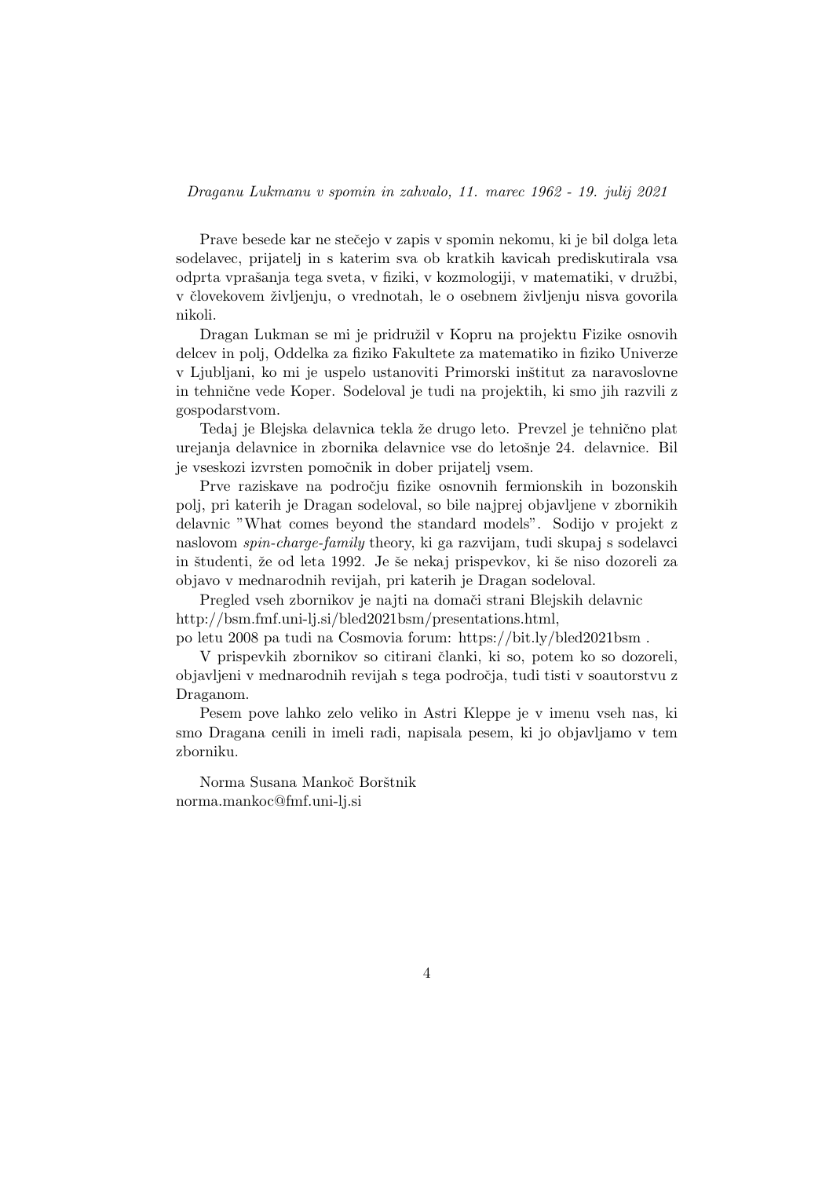*Draganu Lukmanu v spomin in zahvalo, 11. marec 1962 - 19. julij 2021*

Prave besede kar ne stečejo v zapis v spomin nekomu, ki je bil dolga leta sodelavec, prijatelj in s katerim sva ob kratkih kavicah prediskutirala vsa odprta vprašanja tega sveta, v fiziki, v kozmologiji, v matematiki, v družbi, v človekovem življenju, o vrednotah, le o osebnem življenju nisva govorila nikoli.

Dragan Lukman se mi je pridružil v Kopru na projektu Fizike osnovih delcev in polj, Oddelka za fiziko Fakultete za matematiko in fiziko Univerze v Ljubljani, ko mi je uspelo ustanoviti Primorski inštitut za naravoslovne in tehnične vede Koper. Sodeloval je tudi na projektih, ki smo jih razvili z gospodarstvom.

Tedaj je Blejska delavnica tekla že drugo leto. Prevzel je tehnično plat urejanja delavnice in zbornika delavnice vse do letošnje 24. delavnice. Bil je vseskozi izvrsten pomočnik in dober prijatelj vsem.

Prve raziskave na področju fizike osnovnih fermionskih in bozonskih polj, pri katerih je Dragan sodeloval, so bile najprej objavljene v zbornikih delavnic "What comes beyond the standard models". Sodijo v projekt z naslovom *spin-charge-family* theory, ki ga razvijam, tudi skupaj s sodelavci in študenti, že od leta 1992. Je še nekaj prispevkov, ki še niso dozoreli za objavo v mednarodnih revijah, pri katerih je Dragan sodeloval.

Pregled vseh zbornikov je najti na domači strani Blejskih delavnic
http://bsm.fmf.uni-lj.si/bled2021bsm/presentations.html,
po letu 2008 pa tudi na Cosmovia forum: https://bit.ly/bled2021bsm .

V prispevkih zbornikov so citirani članki, ki so, potem ko so dozoreli, objavljeni v mednarodnih revijah s tega področja, tudi tisti v soavtorstvu z Draganom.

Pesem pove lahko zelo veliko in Astri Kleppe je v imenu vseh nas, ki smo Dragana cenili in imeli radi, napisala pesem, ki jo objavljamo v tem zborniku.

Norma Susana Mankoč Borštnik
norma.mankoc@fmf.uni-lj.si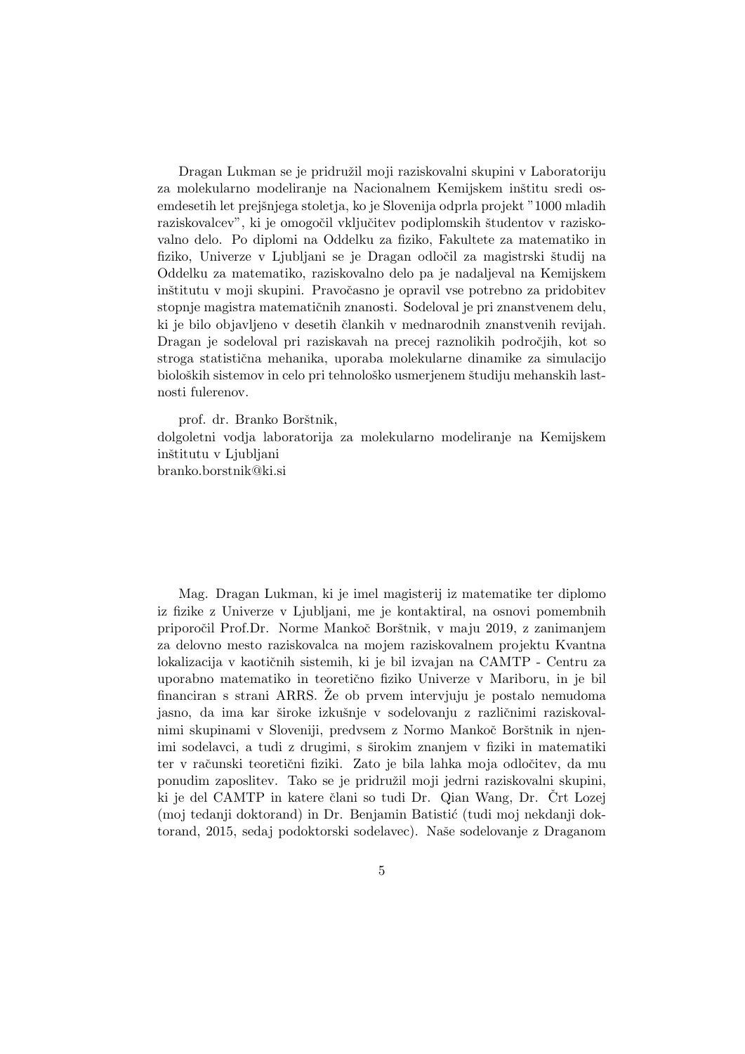Dragan Lukman se je pridružil moji raziskovalni skupini v Laboratoriju za molekularno modeliranje na Nacionalnem Kemijskem inštitu sredi osemdesetih let prejšnjega stoletja, ko je Slovenija odprla projekt "1000 mladih raziskovalcev", ki je omogočil vključitev podiplomskih študentov v raziskovalno delo. Po diplomi na Oddelku za fiziko, Fakultete za matematiko in fiziko, Univerze v Ljubljani se je Dragan odločil za magistrski študij na Oddelku za matematiko, raziskovalno delo pa je nadaljeval na Kemijskem inštitutu v moji skupini. Pravočasno je opravil vse potrebno za pridobitev stopnje magistra matematičnih znanosti. Sodeloval je pri znanstvenem delu, ki je bilo objavljeno v desetih člankih v mednarodnih znanstvenih revijah. Dragan je sodeloval pri raziskavah na precej raznolikih področjih, kot so stroga statistična mehanika, uporaba molekularne dinamike za simulacijo bioloških sistemov in celo pri tehnološko usmerjenem študiju mehanskih lastnosti fulerenov.

prof. dr. Branko Borštnik,
dolgoletni vodja laboratorija za molekularno modeliranje na Kemijskem inštitutu v Ljubljani
branko.borstnik@ki.si

Mag. Dragan Lukman, ki je imel magisterij iz matematike ter diplomo iz fizike z Univerze v Ljubljani, me je kontaktiral, na osnovi pomembnih priporočil Prof.Dr. Norme Mankoč Borštnik, v maju 2019, z zanimanjem za delovno mesto raziskovalca na mojem raziskovalnem projektu Kvantna lokalizacija v kaotičnih sistemih, ki je bil izvajan na CAMTP - Centru za uporabno matematiko in teoretično fiziko Univerze v Mariboru, in je bil financiran s strani ARRS. Že ob prvem intervjuju je postalo nemudoma jasno, da ima kar široke izkušnje v sodelovanju z različnimi raziskovalnimi skupinami v Sloveniji, predvsem z Normo Mankoč Borštnik in njenimi sodelavci, a tudi z drugimi, s širokim znanjem v fiziki in matematiki ter v računski teoretični fiziki. Zato je bila lahka moja odločitev, da mu ponudim zaposlitev. Tako se je pridružil moji jedrni raziskovalni skupini, ki je del CAMTP in katere člani so tudi Dr. Qian Wang, Dr. Črt Lozej (moj tedanji doktorand) in Dr. Benjamin Batistić (tudi moj nekdanji doktorand, 2015, sedaj podoktorski sodelavec). Naše sodelovanje z Draganom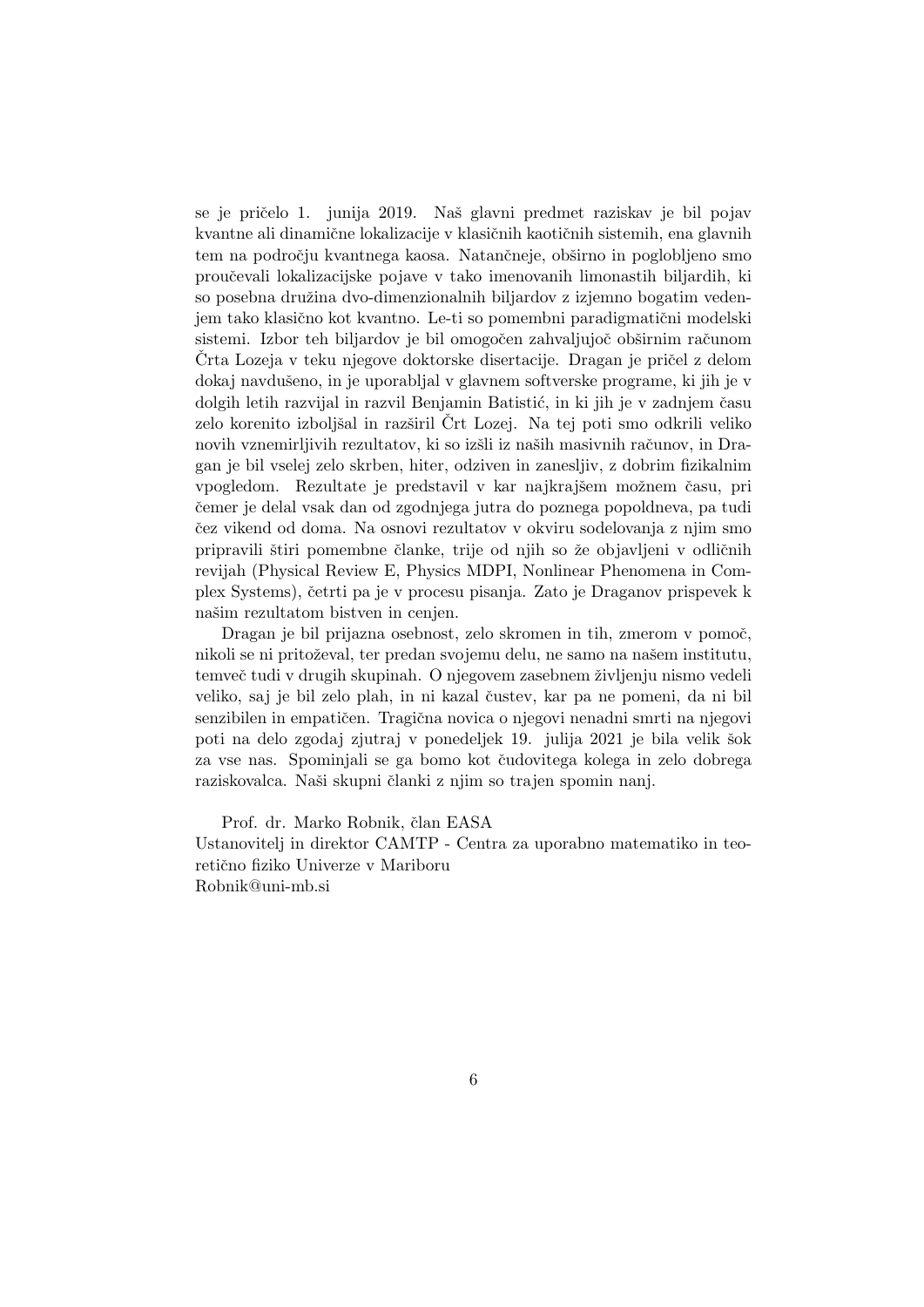se je pričelo 1. junija 2019. Naš glavni predmet raziskav je bil pojav kvantne ali dinamične lokalizacije v klasičnih kaotičnih sistemih, ena glavnih tem na področju kvantnega kaosa. Natančneje, obširno in poglobljeno smo proučevali lokalizacijske pojave v tako imenovanih limonastih biljardih, ki so posebna družina dvo-dimenzionalnih biljardov z izjemno bogatim vedenjem tako klasično kot kvantno. Le-ti so pomembni paradigmatični modelski sistemi. Izbor teh biljardov je bil omogočen zahvaljujoč obširnim računom Črta Lozeja v teku njegove doktorske disertacije. Dragan je pričel z delom dokaj navdušeno, in je uporabljal v glavnem softverske programe, ki jih je v dolgih letih razvijal in razvil Benjamin Batistić, in ki jih je v zadnjem času zelo korenito izboljšal in razširil Črt Lozej. Na tej poti smo odkrili veliko novih vznemirljivih rezultatov, ki so izšli iz naših masivnih računov, in Dragan je bil vselej zelo skrben, hiter, odziven in zanesljiv, z dobrim fizikalnim vpogledom. Rezultate je predstavil v kar najkrajšem možnem času, pri čemer je delal vsak dan od zgodnjega jutra do poznega popoldneva, pa tudi čez vikend od doma. Na osnovi rezultatov v okviru sodelovanja z njim smo pripravili štiri pomembne članke, trije od njih so že objavljeni v odličnih revijah (Physical Review E, Physics MDPI, Nonlinear Phenomena in Complex Systems), četrti pa je v procesu pisanja. Zato je Draganov prispevek k našim rezultatom bistven in cenjen.

Dragan je bil prijazna osebnost, zelo skromen in tih, zmerom v pomoč, nikoli se ni pritoževal, ter predan svojemu delu, ne samo na našem institutu, temveč tudi v drugih skupinah. O njegovem zasebnem življenju nismo vedeli veliko, saj je bil zelo plah, in ni kazal čustev, kar pa ne pomeni, da ni bil senzibilen in empatičen. Tragična novica o njegovi nenadni smrti na njegovi poti na delo zgodaj zjutraj v ponedeljek 19. julija 2021 je bila velik šok za vse nas. Spominjali se ga bomo kot čudovitega kolega in zelo dobrega raziskovalca. Naši skupni članki z njim so trajen spomin nanj.

Prof. dr. Marko Robnik, član EASA
Ustanovitelj in direktor CAMTP - Centra za uporabno matematiko in teoretično fiziko Univerze v Mariboru
Robnik@uni-mb.si